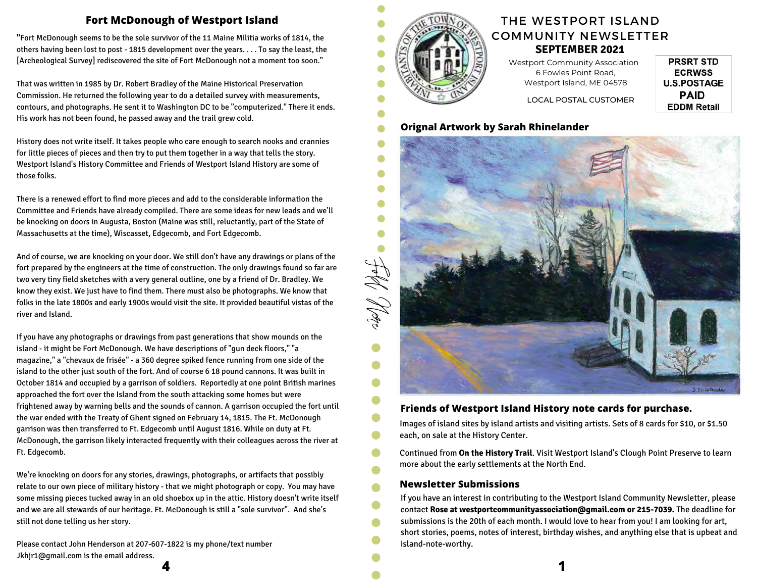## Fort McDonough of Westport Island

"Fort McDonough seems to be the sole survivor of the 11 Maine Militia works of 1814, the others having been lost to post - 1815 development over the years. . . . To say the least, the [Archeological Survey] rediscovered the site of Fort McDonough not a moment too soon."

That was written in 1985 by Dr. Robert Bradley of the Maine Historical Preservation Commission. He returned the following year to do a detailed survey with measurements, contours, and photographs. He sent it to Washington DC to be "computerized." There it ends. His work has not been found, he passed away and the trail grew cold.

History does not write itself. It takes people who care enough to search nooks and crannies for little pieces of pieces and then try to put them together in a way that tells the story. Westport Island's History Committee and Friends of Westport Island History are some of those folks.

There is a renewed effort to find more pieces and add to the considerable information the Committee and Friends have already compiled. There are some ideas for new leads and we'll be knocking on doors in Augusta, Boston (Maine was still, reluctantly, part of the State of Massachusetts at the time), Wiscasset, Edgecomb, and Fort Edgecomb.

And of course, we are knocking on your door. We still don't have any drawings or plans of the fort prepared by the engineers at the time of construction. The only drawings found so far are two very tiny field sketches with a very general outline, one by a friend of Dr. Bradley. We know they exist. We just have to find them. There must also be photographs. We know that folks in the late 1800s and early 1900s would visit the site. It provided beautiful vistas of the river and Island.

If you have any photographs or drawings from past generations that show mounds on the island - it might be Fort McDonough. We have descriptions of "gun deck floors," "a magazine," a "chevaux de frisée" - a 360 degree spiked fence running from one side of the island to the other just south of the fort. And of course 6 18 pound cannons. It was built in October 1814 and occupied by a garrison of soldiers. Reportedly at one point British marines approached the fort over the Island from the south attacking some homes but were frightened away by warning bells and the sounds of cannon. A garrison occupied the fort until the war ended with the Treaty of Ghent signed on February 14, 1815. The Ft. McDonough garrison was then transferred to Ft. Edgecomb until August 1816. While on duty at Ft. McDonough, the garrison likely interacted frequently with their colleagues across the river at Ft. Edgecomb.

We're knocking on doors for any stories, drawings, photographs, or artifacts that possibly relate to our own piece of military history - that we might photograph or copy. You may have some missing pieces tucked away in an old shoebox up in the attic. History doesn't write itself and we are all stewards of our heritage. Ft. McDonough is still a "sole survivor". And she's still not done telling us her story.

Please contact John Henderson at 207-607-1822 is my phone/text number
Jkhjr1@gmail.com is the email address.

*Fold Here*

# THE WESTPORT ISLAND COMMUNITY NEWSLETTER

**SEPTEMBER 2021**

Westport Community Association
6 Fowles Point Road,
Westport Island, ME 04578

LOCAL POSTAL CUSTOMER

**PRSRT STD**
**ECRWSS**
**U.S.POSTAGE**
**PAID**
**EDDM Retail**

### Orignal Artwork by Sarah Rhinelander

### Friends of Westport Island History note cards for purchase.

Images of island sites by island artists and visiting artists. Sets of 8 cards for $10, or $1.50 each, on sale at the History Center.

Continued from **On the History Trail**. Visit Westport Island's Clough Point Preserve to learn more about the early settlements at the North End.

### Newsletter Submissions

If you have an interest in contributing to the Westport Island Community Newsletter, please contact **Rose at westportcommunityassociation@gmail.com or 215-7039.** The deadline for submissions is the 20th of each month. I would love to hear from you! I am looking for art, short stories, poems, notes of interest, birthday wishes, and anything else that is upbeat and island-note-worthy.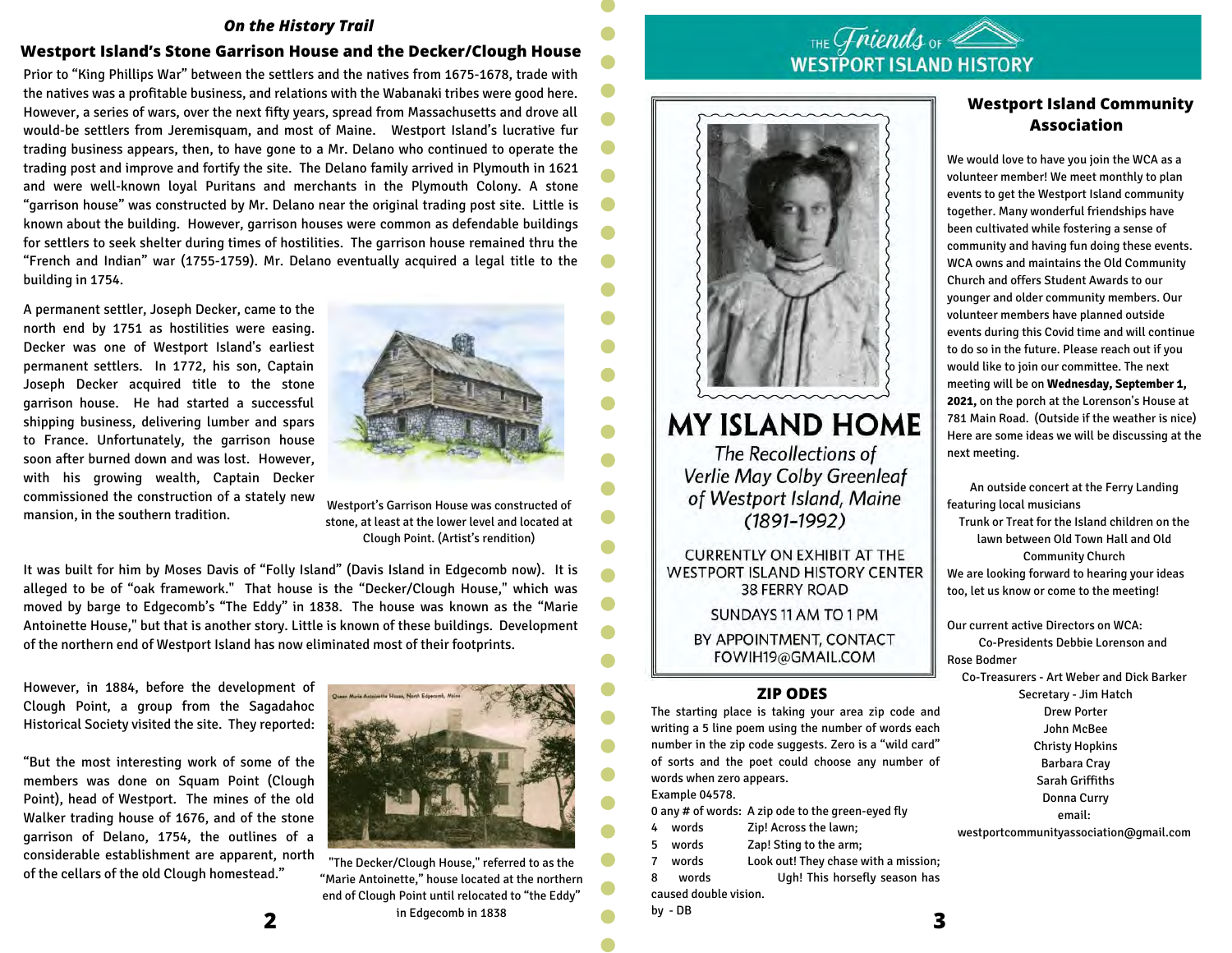*On the History Trail*

## Westport Island's Stone Garrison House and the Decker/Clough House

Prior to "King Phillips War" between the settlers and the natives from 1675-1678, trade with the natives was a profitable business, and relations with the Wabanaki tribes were good here. However, a series of wars, over the next fifty years, spread from Massachusetts and drove all would-be settlers from Jeremisquam, and most of Maine. Westport Island's lucrative fur trading business appears, then, to have gone to a Mr. Delano who continued to operate the trading post and improve and fortify the site. The Delano family arrived in Plymouth in 1621 and were well-known loyal Puritans and merchants in the Plymouth Colony. A stone "garrison house" was constructed by Mr. Delano near the original trading post site. Little is known about the building. However, garrison houses were common as defendable buildings for settlers to seek shelter during times of hostilities. The garrison house remained thru the "French and Indian" war (1755-1759). Mr. Delano eventually acquired a legal title to the building in 1754.

A permanent settler, Joseph Decker, came to the north end by 1751 as hostilities were easing. Decker was one of Westport Island's earliest permanent settlers. In 1772, his son, Captain Joseph Decker acquired title to the stone garrison house. He had started a successful shipping business, delivering lumber and spars to France. Unfortunately, the garrison house soon after burned down and was lost. However, with his growing wealth, Captain Decker commissioned the construction of a stately new mansion, in the southern tradition.

Westport's Garrison House was constructed of stone, at least at the lower level and located at Clough Point. (Artist's rendition)

It was built for him by Moses Davis of "Folly Island" (Davis Island in Edgecomb now). It is alleged to be of "oak framework." That house is the "Decker/Clough House," which was moved by barge to Edgecomb's "The Eddy" in 1838. The house was known as the "Marie Antoinette House," but that is another story. Little is known of these buildings. Development of the northern end of Westport Island has now eliminated most of their footprints.

However, in 1884, before the development of Clough Point, a group from the Sagadahoc Historical Society visited the site. They reported:

"But the most interesting work of some of the members was done on Squam Point (Clough Point), head of Westport. The mines of the old Walker trading house of 1676, and of the stone garrison of Delano, 1754, the outlines of a considerable establishment are apparent, north of the cellars of the old Clough homestead."

Queen Marie Antoinette House, North Edgecomb, Maine

"The Decker/Clough House," referred to as the "Marie Antoinette," house located at the northern end of Clough Point until relocated to "the Eddy" in Edgecomb in 1838

THE *Friends* OF WESTPORT ISLAND HISTORY

# MY ISLAND HOME

*The Recollections of Verlie May Colby Greenleaf of Westport Island, Maine (1891-1992)*

CURRENTLY ON EXHIBIT AT THE WESTPORT ISLAND HISTORY CENTER
38 FERRY ROAD

SUNDAYS 11 AM TO 1 PM

BY APPOINTMENT, CONTACT
FOWIH19@GMAIL.COM

## ZIP ODES

The starting place is taking your area zip code and writing a 5 line poem using the number of words each number in the zip code suggests. Zero is a "wild card" of sorts and the poet could choose any number of words when zero appears.

Example 04578.

0 any # of words: A zip ode to the green-eyed fly
4 words Zip! Across the lawn;
5 words Zap! Sting to the arm;
7 words Look out! They chase with a mission;
8 words Ugh! This horsefly season has caused double vision.

by - DB

## Westport Island Community Association

We would love to have you join the WCA as a volunteer member! We meet monthly to plan events to get the Westport Island community together. Many wonderful friendships have been cultivated while fostering a sense of community and having fun doing these events. WCA owns and maintains the Old Community Church and offers Student Awards to our younger and older community members. Our volunteer members have planned outside events during this Covid time and will continue to do so in the future. Please reach out if you would like to join our committee. The next meeting will be on **Wednesday, September 1, 2021,** on the porch at the Lorenson's House at 781 Main Road. (Outside if the weather is nice) Here are some ideas we will be discussing at the next meeting.

An outside concert at the Ferry Landing featuring local musicians
Trunk or Treat for the Island children on the lawn between Old Town Hall and Old Community Church
We are looking forward to hearing your ideas too, let us know or come to the meeting!

Our current active Directors on WCA:
Co-Presidents Debbie Lorenson and Rose Bodmer
Co-Treasurers - Art Weber and Dick Barker
Secretary - Jim Hatch
Drew Porter
John McBee
Christy Hopkins
Barbara Cray
Sarah Griffiths
Donna Curry
email:
westportcommunityassociation@gmail.com